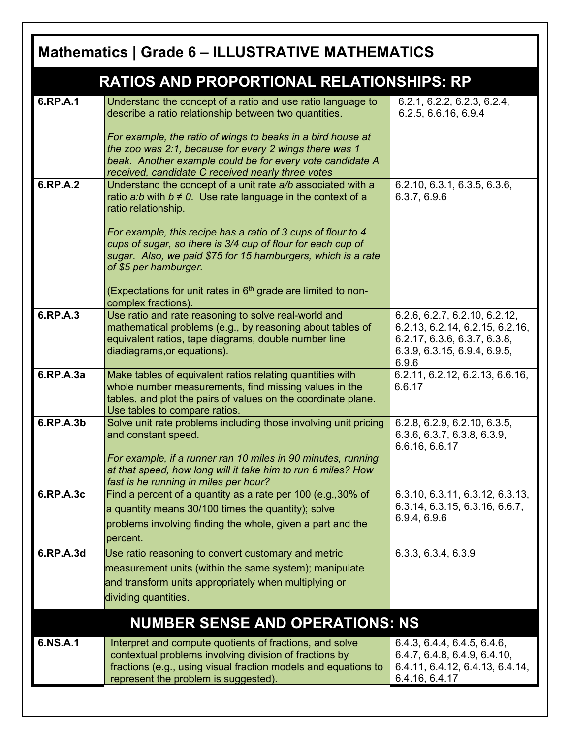# Mathematics | Grade 6 – ILLUSTRATIVE MATHEMATICS

## RATIOS AND PROPORTIONAL RELATIONSHIPS: RP

| Standard | Description | Lessons |
|---|---|---|
| **6.RP.A.1** | Understand the concept of a ratio and use ratio language to describe a ratio relationship between two quantities. <br><br> *For example, the ratio of wings to beaks in a bird house at the zoo was 2:1, because for every 2 wings there was 1 beak. Another example could be for every vote candidate A received, candidate C received nearly three votes* | 6.2.1, 6.2.2, 6.2.3, 6.2.4, 6.2.5, 6.6.16, 6.9.4 |
| **6.RP.A.2** | Understand the concept of a unit rate *a/b* associated with a ratio *a:b* with *b ≠ 0*. Use rate language in the context of a ratio relationship. <br><br> *For example, this recipe has a ratio of 3 cups of flour to 4 cups of sugar, so there is 3/4 cup of flour for each cup of sugar. Also, we paid $75 for 15 hamburgers, which is a rate of $5 per hamburger.* <br><br> (Expectations for unit rates in 6th grade are limited to non-complex fractions). | 6.2.10, 6.3.1, 6.3.5, 6.3.6, 6.3.7, 6.9.6 |
| **6.RP.A.3** | Use ratio and rate reasoning to solve real-world and mathematical problems (e.g., by reasoning about tables of equivalent ratios, tape diagrams, double number line diadiagrams,or equations). | 6.2.6, 6.2.7, 6.2.10, 6.2.12, 6.2.13, 6.2.14, 6.2.15, 6.2.16, 6.2.17, 6.3.6, 6.3.7, 6.3.8, 6.3.9, 6.3.15, 6.9.4, 6.9.5, 6.9.6 |
| **6.RP.A.3a** | Make tables of equivalent ratios relating quantities with whole number measurements, find missing values in the tables, and plot the pairs of values on the coordinate plane. Use tables to compare ratios. | 6.2.11, 6.2.12, 6.2.13, 6.6.16, 6.6.17 |
| **6.RP.A.3b** | Solve unit rate problems including those involving unit pricing and constant speed. <br><br> *For example, if a runner ran 10 miles in 90 minutes, running at that speed, how long will it take him to run 6 miles? How fast is he running in miles per hour?* | 6.2.8, 6.2.9, 6.2.10, 6.3.5, 6.3.6, 6.3.7, 6.3.8, 6.3.9, 6.6.16, 6.6.17 |
| **6.RP.A.3c** | Find a percent of a quantity as a rate per 100 (e.g.,30% of a quantity means 30/100 times the quantity); solve problems involving finding the whole, given a part and the percent. | 6.3.10, 6.3.11, 6.3.12, 6.3.13, 6.3.14, 6.3.15, 6.3.16, 6.6.7, 6.9.4, 6.9.6 |
| **6.RP.A.3d** | Use ratio reasoning to convert customary and metric measurement units (within the same system); manipulate and transform units appropriately when multiplying or dividing quantities. | 6.3.3, 6.3.4, 6.3.9 |

## NUMBER SENSE AND OPERATIONS: NS

| Standard | Description | Lessons |
|---|---|---|
| **6.NS.A.1** | Interpret and compute quotients of fractions, and solve contextual problems involving division of fractions by fractions (e.g., using visual fraction models and equations to represent the problem is suggested). | 6.4.3, 6.4.4, 6.4.5, 6.4.6, 6.4.7, 6.4.8, 6.4.9, 6.4.10, 6.4.11, 6.4.12, 6.4.13, 6.4.14, 6.4.16, 6.4.17 |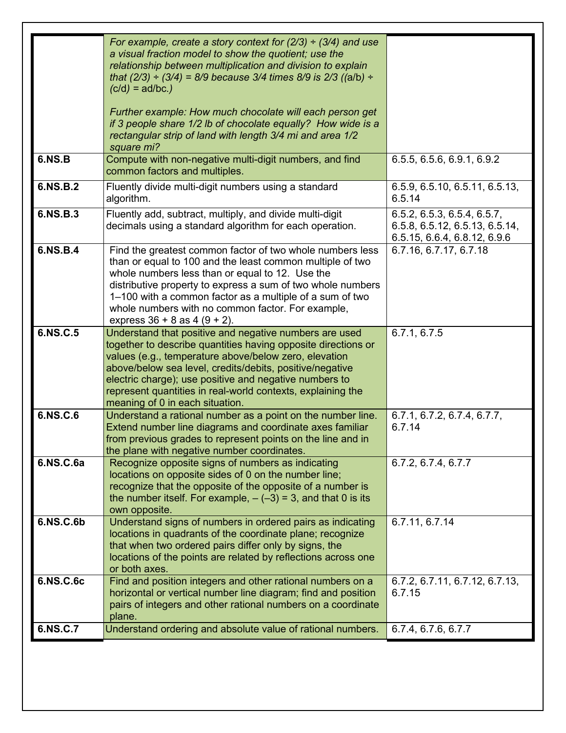| | | |
|---|---|---|
| | *For example, create a story context for (2/3) ÷ (3/4) and use a visual fraction model to show the quotient; use the relationship between multiplication and division to explain that (2/3) ÷ (3/4) = 8/9 because 3/4 times 8/9 is 2/3 ((a/b) ÷ (c/d) = ad/bc.)*<br><br>*Further example: How much chocolate will each person get if 3 people share 1/2 lb of chocolate equally? How wide is a rectangular strip of land with length 3/4 mi and area 1/2 square mi?* | |
| **6.NS.B** | Compute with non-negative multi-digit numbers, and find common factors and multiples. | 6.5.5, 6.5.6, 6.9.1, 6.9.2 |
| **6.NS.B.2** | Fluently divide multi-digit numbers using a standard algorithm. | 6.5.9, 6.5.10, 6.5.11, 6.5.13, 6.5.14 |
| **6.NS.B.3** | Fluently add, subtract, multiply, and divide multi-digit decimals using a standard algorithm for each operation. | 6.5.2, 6.5.3, 6.5.4, 6.5.7, 6.5.8, 6.5.12, 6.5.13, 6.5.14, 6.5.15, 6.6.4, 6.8.12, 6.9.6 |
| **6.NS.B.4** | Find the greatest common factor of two whole numbers less than or equal to 100 and the least common multiple of two whole numbers less than or equal to 12. Use the distributive property to express a sum of two whole numbers 1–100 with a common factor as a multiple of a sum of two whole numbers with no common factor. For example, express 36 + 8 as 4 (9 + 2). | 6.7.16, 6.7.17, 6.7.18 |
| **6.NS.C.5** | Understand that positive and negative numbers are used together to describe quantities having opposite directions or values (e.g., temperature above/below zero, elevation above/below sea level, credits/debits, positive/negative electric charge); use positive and negative numbers to represent quantities in real-world contexts, explaining the meaning of 0 in each situation. | 6.7.1, 6.7.5 |
| **6.NS.C.6** | Understand a rational number as a point on the number line. Extend number line diagrams and coordinate axes familiar from previous grades to represent points on the line and in the plane with negative number coordinates. | 6.7.1, 6.7.2, 6.7.4, 6.7.7, 6.7.14 |
| **6.NS.C.6a** | Recognize opposite signs of numbers as indicating locations on opposite sides of 0 on the number line; recognize that the opposite of the opposite of a number is the number itself. For example, – (–3) = 3, and that 0 is its own opposite. | 6.7.2, 6.7.4, 6.7.7 |
| **6.NS.C.6b** | Understand signs of numbers in ordered pairs as indicating locations in quadrants of the coordinate plane; recognize that when two ordered pairs differ only by signs, the locations of the points are related by reflections across one or both axes. | 6.7.11, 6.7.14 |
| **6.NS.C.6c** | Find and position integers and other rational numbers on a horizontal or vertical number line diagram; find and position pairs of integers and other rational numbers on a coordinate plane. | 6.7.2, 6.7.11, 6.7.12, 6.7.13, 6.7.15 |
| **6.NS.C.7** | Understand ordering and absolute value of rational numbers. | 6.7.4, 6.7.6, 6.7.7 |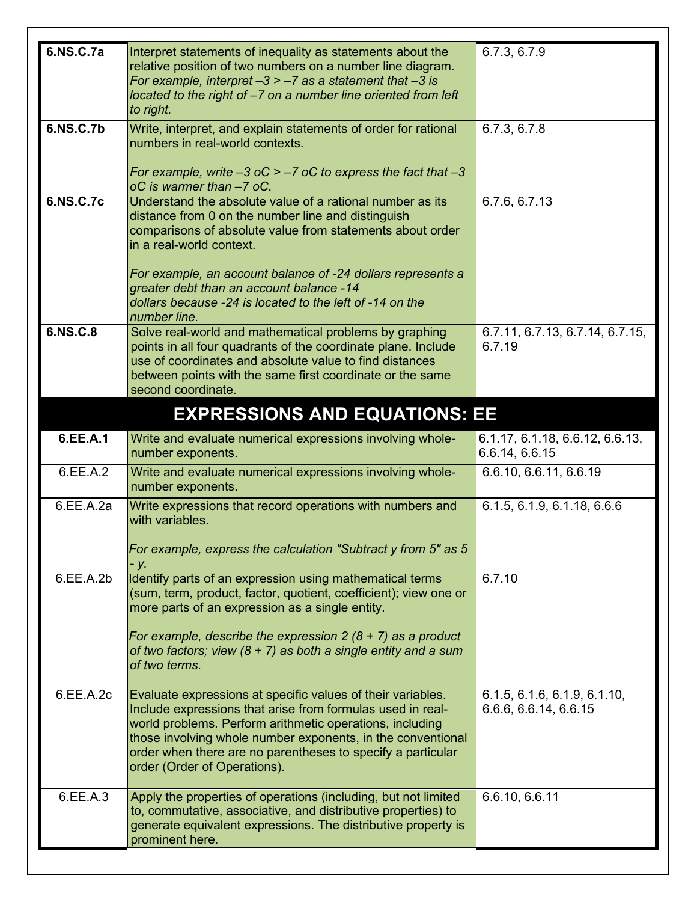| | | |
|---|---|---|
| **6.NS.C.7a** | Interpret statements of inequality as statements about the relative position of two numbers on a number line diagram. *For example, interpret –3 > –7 as a statement that –3 is located to the right of –7 on a number line oriented from left to right.* | 6.7.3, 6.7.9 |
| **6.NS.C.7b** | Write, interpret, and explain statements of order for rational numbers in real-world contexts.<br><br>*For example, write –3 oC > –7 oC to express the fact that –3 oC is warmer than –7 oC.* | 6.7.3, 6.7.8 |
| **6.NS.C.7c** | Understand the absolute value of a rational number as its distance from 0 on the number line and distinguish comparisons of absolute value from statements about order in a real-world context.<br><br>*For example, an account balance of -24 dollars represents a greater debt than an account balance -14 dollars because -24 is located to the left of -14 on the number line.* | 6.7.6, 6.7.13 |
| **6.NS.C.8** | Solve real-world and mathematical problems by graphing points in all four quadrants of the coordinate plane. Include use of coordinates and absolute value to find distances between points with the same first coordinate or the same second coordinate. | 6.7.11, 6.7.13, 6.7.14, 6.7.15, 6.7.19 |
| **EXPRESSIONS AND EQUATIONS: EE** | | |
| **6.EE.A.1** | Write and evaluate numerical expressions involving whole-number exponents. | 6.1.17, 6.1.18, 6.6.12, 6.6.13, 6.6.14, 6.6.15 |
| 6.EE.A.2 | Write and evaluate numerical expressions involving whole-number exponents. | 6.6.10, 6.6.11, 6.6.19 |
| 6.EE.A.2a | Write expressions that record operations with numbers and with variables.<br><br>*For example, express the calculation "Subtract y from 5" as 5 - y.* | 6.1.5, 6.1.9, 6.1.18, 6.6.6 |
| 6.EE.A.2b | Identify parts of an expression using mathematical terms (sum, term, product, factor, quotient, coefficient); view one or more parts of an expression as a single entity.<br><br>*For example, describe the expression 2 (8 + 7) as a product of two factors; view (8 + 7) as both a single entity and a sum of two terms.* | 6.7.10 |
| 6.EE.A.2c | Evaluate expressions at specific values of their variables. Include expressions that arise from formulas used in real-world problems. Perform arithmetic operations, including those involving whole number exponents, in the conventional order when there are no parentheses to specify a particular order (Order of Operations). | 6.1.5, 6.1.6, 6.1.9, 6.1.10, 6.6.6, 6.6.14, 6.6.15 |
| 6.EE.A.3 | Apply the properties of operations (including, but not limited to, commutative, associative, and distributive properties) to generate equivalent expressions. The distributive property is prominent here. | 6.6.10, 6.6.11 |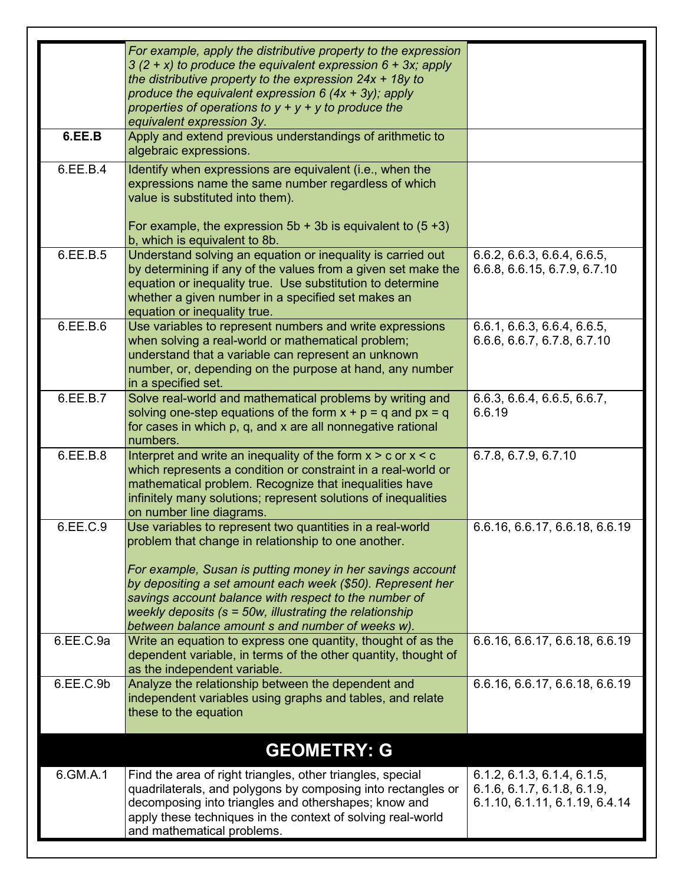| | | |
|---|---|---|
| | *For example, apply the distributive property to the expression 3 (2 + x) to produce the equivalent expression 6 + 3x; apply the distributive property to the expression 24x + 18y to produce the equivalent expression 6 (4x + 3y); apply properties of operations to y + y + y to produce the equivalent expression 3y.* | |
| **6.EE.B** | Apply and extend previous understandings of arithmetic to algebraic expressions. | |
| 6.EE.B.4 | Identify when expressions are equivalent (i.e., when the expressions name the same number regardless of which value is substituted into them).<br><br>For example, the expression 5b + 3b is equivalent to (5 +3) b, which is equivalent to 8b. | |
| 6.EE.B.5 | Understand solving an equation or inequality is carried out by determining if any of the values from a given set make the equation or inequality true. Use substitution to determine whether a given number in a specified set makes an equation or inequality true. | 6.6.2, 6.6.3, 6.6.4, 6.6.5, 6.6.8, 6.6.15, 6.7.9, 6.7.10 |
| 6.EE.B.6 | Use variables to represent numbers and write expressions when solving a real-world or mathematical problem; understand that a variable can represent an unknown number, or, depending on the purpose at hand, any number in a specified set. | 6.6.1, 6.6.3, 6.6.4, 6.6.5, 6.6.6, 6.6.7, 6.7.8, 6.7.10 |
| 6.EE.B.7 | Solve real-world and mathematical problems by writing and solving one-step equations of the form x + p = q and px = q for cases in which p, q, and x are all nonnegative rational numbers. | 6.6.3, 6.6.4, 6.6.5, 6.6.7, 6.6.19 |
| 6.EE.B.8 | Interpret and write an inequality of the form x > c or x < c which represents a condition or constraint in a real-world or mathematical problem. Recognize that inequalities have infinitely many solutions; represent solutions of inequalities on number line diagrams. | 6.7.8, 6.7.9, 6.7.10 |
| 6.EE.C.9 | Use variables to represent two quantities in a real-world problem that change in relationship to one another.<br><br>*For example, Susan is putting money in her savings account by depositing a set amount each week ($50). Represent her savings account balance with respect to the number of weekly deposits (s = 50w, illustrating the relationship between balance amount s and number of weeks w).* | 6.6.16, 6.6.17, 6.6.18, 6.6.19 |
| 6.EE.C.9a | Write an equation to express one quantity, thought of as the dependent variable, in terms of the other quantity, thought of as the independent variable. | 6.6.16, 6.6.17, 6.6.18, 6.6.19 |
| 6.EE.C.9b | Analyze the relationship between the dependent and independent variables using graphs and tables, and relate these to the equation | 6.6.16, 6.6.17, 6.6.18, 6.6.19 |
| **GEOMETRY: G** | | |
| 6.GM.A.1 | Find the area of right triangles, other triangles, special quadrilaterals, and polygons by composing into rectangles or decomposing into triangles and othershapes; know and apply these techniques in the context of solving real-world and mathematical problems. | 6.1.2, 6.1.3, 6.1.4, 6.1.5, 6.1.6, 6.1.7, 6.1.8, 6.1.9, 6.1.10, 6.1.11, 6.1.19, 6.4.14 |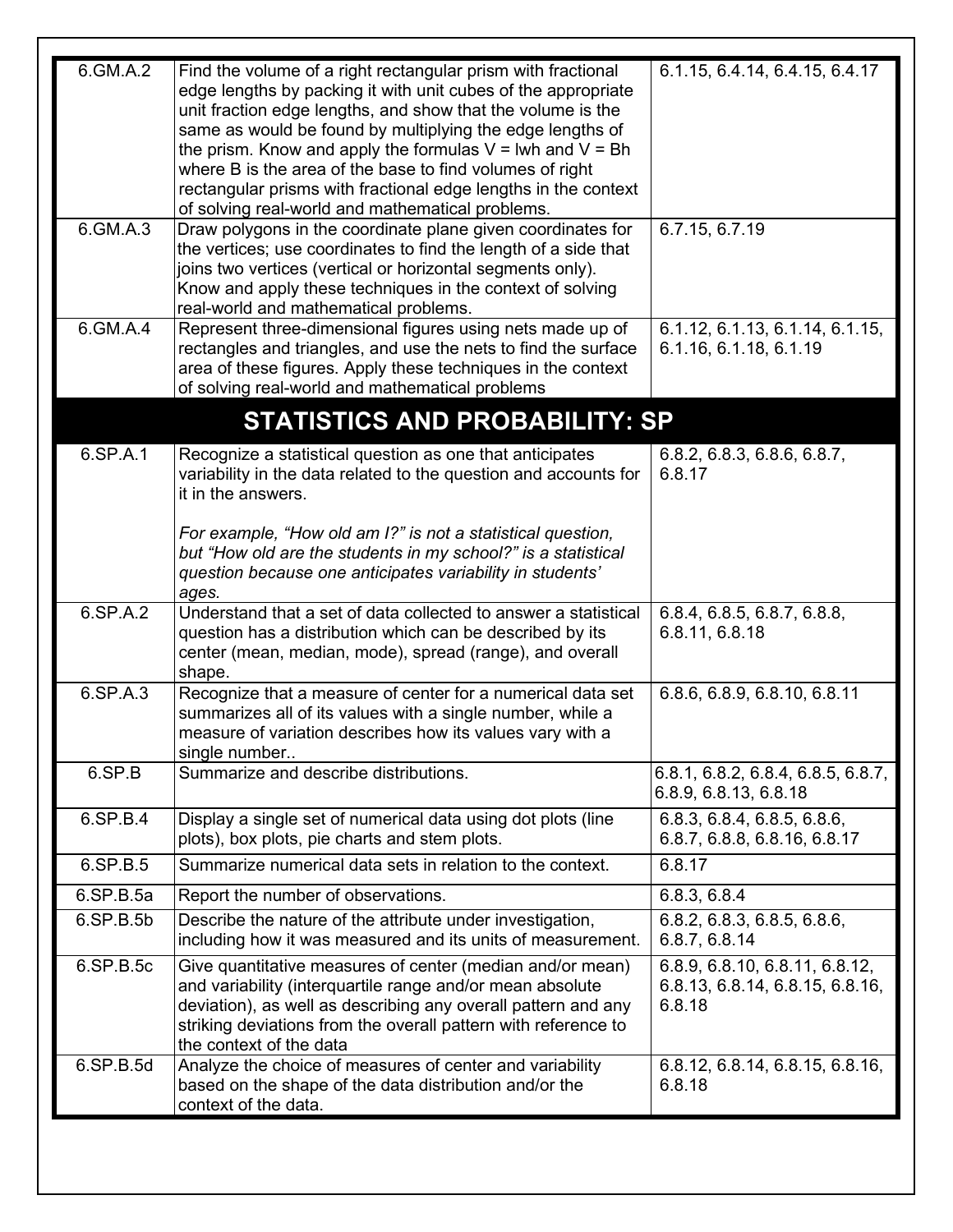| | | |
|---|---|---|
| 6.GM.A.2 | Find the volume of a right rectangular prism with fractional edge lengths by packing it with unit cubes of the appropriate unit fraction edge lengths, and show that the volume is the same as would be found by multiplying the edge lengths of the prism. Know and apply the formulas $V = lwh$ and $V = Bh$ where B is the area of the base to find volumes of right rectangular prisms with fractional edge lengths in the context of solving real-world and mathematical problems. | 6.1.15, 6.4.14, 6.4.15, 6.4.17 |
| 6.GM.A.3 | Draw polygons in the coordinate plane given coordinates for the vertices; use coordinates to find the length of a side that joins two vertices (vertical or horizontal segments only). Know and apply these techniques in the context of solving real-world and mathematical problems. | 6.7.15, 6.7.19 |
| 6.GM.A.4 | Represent three-dimensional figures using nets made up of rectangles and triangles, and use the nets to find the surface area of these figures. Apply these techniques in the context of solving real-world and mathematical problems | 6.1.12, 6.1.13, 6.1.14, 6.1.15, 6.1.16, 6.1.18, 6.1.19 |
| **STATISTICS AND PROBABILITY: SP** | | |
| 6.SP.A.1 | Recognize a statistical question as one that anticipates variability in the data related to the question and accounts for it in the answers. *For example, "How old am I?" is not a statistical question, but "How old are the students in my school?" is a statistical question because one anticipates variability in students' ages.* | 6.8.2, 6.8.3, 6.8.6, 6.8.7, 6.8.17 |
| 6.SP.A.2 | Understand that a set of data collected to answer a statistical question has a distribution which can be described by its center (mean, median, mode), spread (range), and overall shape. | 6.8.4, 6.8.5, 6.8.7, 6.8.8, 6.8.11, 6.8.18 |
| 6.SP.A.3 | Recognize that a measure of center for a numerical data set summarizes all of its values with a single number, while a measure of variation describes how its values vary with a single number.. | 6.8.6, 6.8.9, 6.8.10, 6.8.11 |
| 6.SP.B | Summarize and describe distributions. | 6.8.1, 6.8.2, 6.8.4, 6.8.5, 6.8.7, 6.8.9, 6.8.13, 6.8.18 |
| 6.SP.B.4 | Display a single set of numerical data using dot plots (line plots), box plots, pie charts and stem plots. | 6.8.3, 6.8.4, 6.8.5, 6.8.6, 6.8.7, 6.8.8, 6.8.16, 6.8.17 |
| 6.SP.B.5 | Summarize numerical data sets in relation to the context. | 6.8.17 |
| 6.SP.B.5a | Report the number of observations. | 6.8.3, 6.8.4 |
| 6.SP.B.5b | Describe the nature of the attribute under investigation, including how it was measured and its units of measurement. | 6.8.2, 6.8.3, 6.8.5, 6.8.6, 6.8.7, 6.8.14 |
| 6.SP.B.5c | Give quantitative measures of center (median and/or mean) and variability (interquartile range and/or mean absolute deviation), as well as describing any overall pattern and any striking deviations from the overall pattern with reference to the context of the data | 6.8.9, 6.8.10, 6.8.11, 6.8.12, 6.8.13, 6.8.14, 6.8.15, 6.8.16, 6.8.18 |
| 6.SP.B.5d | Analyze the choice of measures of center and variability based on the shape of the data distribution and/or the context of the data. | 6.8.12, 6.8.14, 6.8.15, 6.8.16, 6.8.18 |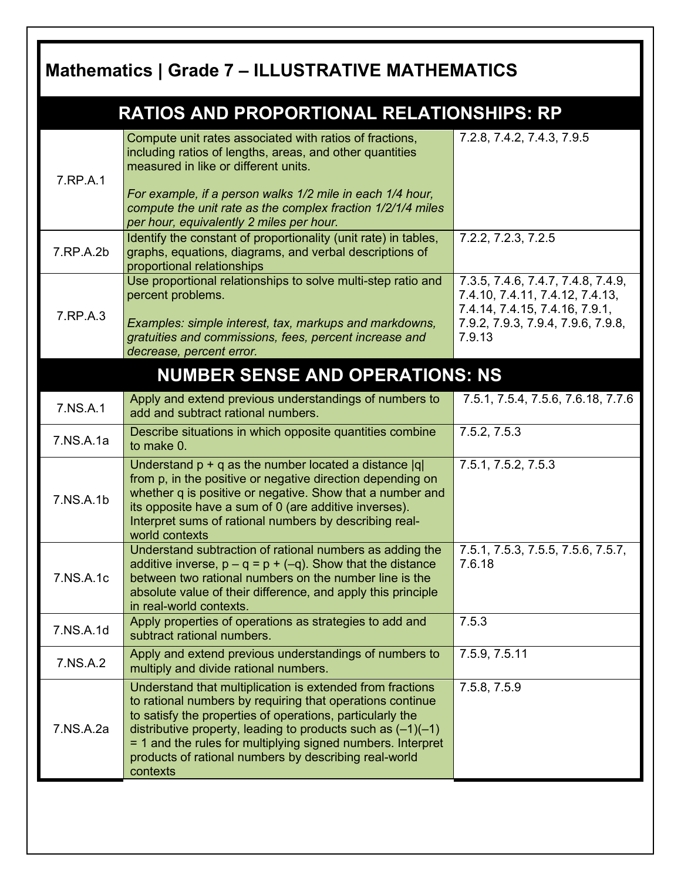# Mathematics | Grade 7 – ILLUSTRATIVE MATHEMATICS

## RATIOS AND PROPORTIONAL RELATIONSHIPS: RP

| | | |
|---|---|---|
| 7.RP.A.1 | Compute unit rates associated with ratios of fractions, including ratios of lengths, areas, and other quantities measured in like or different units.<br><br>*For example, if a person walks 1/2 mile in each 1/4 hour, compute the unit rate as the complex fraction 1/2/1/4 miles per hour, equivalently 2 miles per hour.* | 7.2.8, 7.4.2, 7.4.3, 7.9.5 |
| 7.RP.A.2b | Identify the constant of proportionality (unit rate) in tables, graphs, equations, diagrams, and verbal descriptions of proportional relationships | 7.2.2, 7.2.3, 7.2.5 |
| 7.RP.A.3 | Use proportional relationships to solve multi-step ratio and percent problems.<br><br>*Examples: simple interest, tax, markups and markdowns, gratuities and commissions, fees, percent increase and decrease, percent error.* | 7.3.5, 7.4.6, 7.4.7, 7.4.8, 7.4.9, 7.4.10, 7.4.11, 7.4.12, 7.4.13, 7.4.14, 7.4.15, 7.4.16, 7.9.1, 7.9.2, 7.9.3, 7.9.4, 7.9.6, 7.9.8, 7.9.13 |

## NUMBER SENSE AND OPERATIONS: NS

| | | |
|---|---|---|
| 7.NS.A.1 | Apply and extend previous understandings of numbers to add and subtract rational numbers. | 7.5.1, 7.5.4, 7.5.6, 7.6.18, 7.7.6 |
| 7.NS.A.1a | Describe situations in which opposite quantities combine to make 0. | 7.5.2, 7.5.3 |
| 7.NS.A.1b | Understand $p + q$ as the number located a distance $\lvert q \rvert$ from $p$, in the positive or negative direction depending on whether $q$ is positive or negative. Show that a number and its opposite have a sum of 0 (are additive inverses). Interpret sums of rational numbers by describing real-world contexts | 7.5.1, 7.5.2, 7.5.3 |
| 7.NS.A.1c | Understand subtraction of rational numbers as adding the additive inverse, $p – q = p + (–q)$. Show that the distance between two rational numbers on the number line is the absolute value of their difference, and apply this principle in real-world contexts. | 7.5.1, 7.5.3, 7.5.5, 7.5.6, 7.5.7, 7.6.18 |
| 7.NS.A.1d | Apply properties of operations as strategies to add and subtract rational numbers. | 7.5.3 |
| 7.NS.A.2 | Apply and extend previous understandings of numbers to multiply and divide rational numbers. | 7.5.9, 7.5.11 |
| 7.NS.A.2a | Understand that multiplication is extended from fractions to rational numbers by requiring that operations continue to satisfy the properties of operations, particularly the distributive property, leading to products such as $(–1)(–1) = 1$ and the rules for multiplying signed numbers. Interpret products of rational numbers by describing real-world contexts | 7.5.8, 7.5.9 |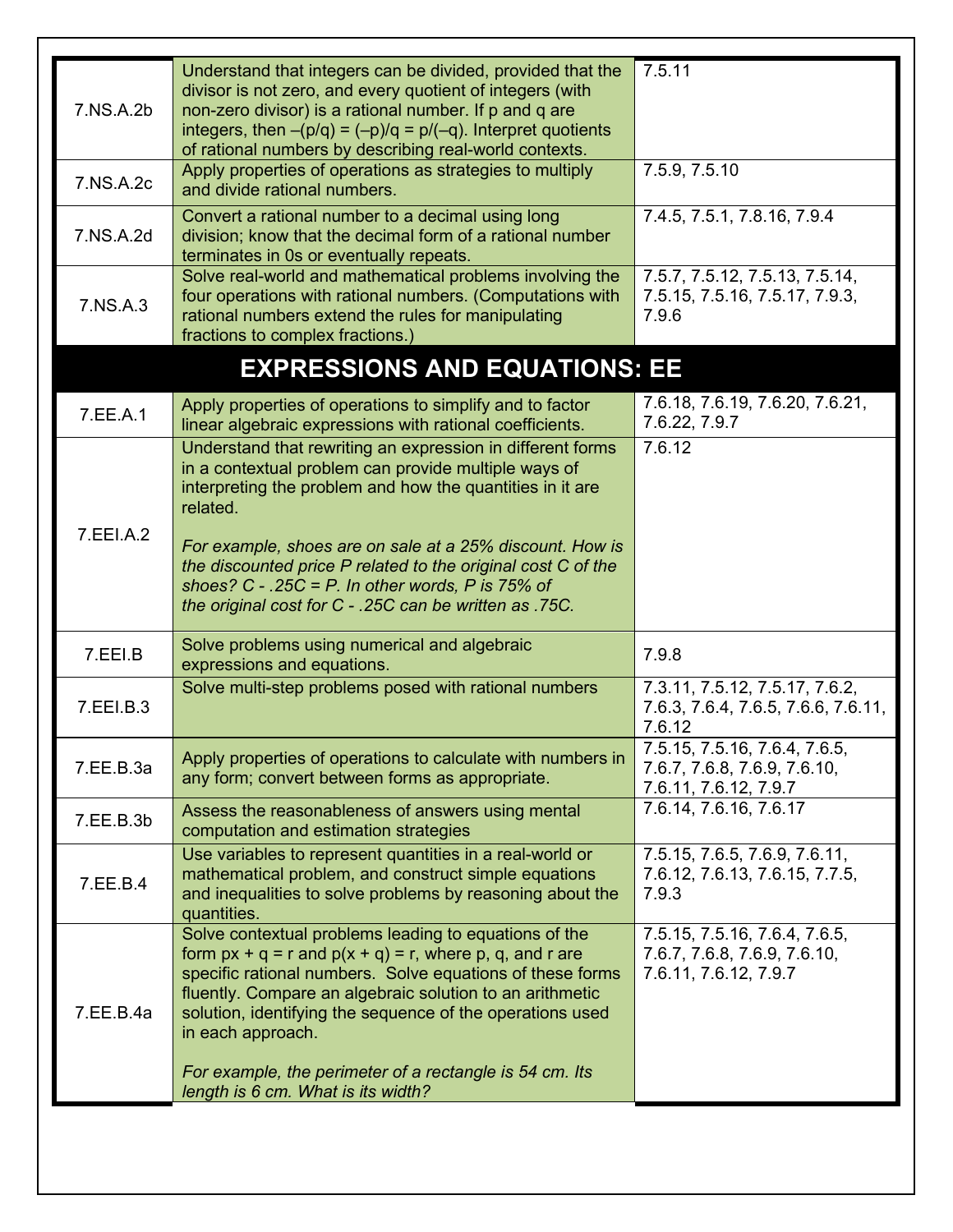| | | |
|---|---|---|
| 7.NS.A.2b | Understand that integers can be divided, provided that the divisor is not zero, and every quotient of integers (with non-zero divisor) is a rational number. If p and q are integers, then $-(p/q) = (-p)/q = p/(-q)$. Interpret quotients of rational numbers by describing real-world contexts. | 7.5.11 |
| 7.NS.A.2c | Apply properties of operations as strategies to multiply and divide rational numbers. | 7.5.9, 7.5.10 |
| 7.NS.A.2d | Convert a rational number to a decimal using long division; know that the decimal form of a rational number terminates in 0s or eventually repeats. | 7.4.5, 7.5.1, 7.8.16, 7.9.4 |
| 7.NS.A.3 | Solve real-world and mathematical problems involving the four operations with rational numbers. (Computations with rational numbers extend the rules for manipulating fractions to complex fractions.) | 7.5.7, 7.5.12, 7.5.13, 7.5.14, 7.5.15, 7.5.16, 7.5.17, 7.9.3, 7.9.6 |
| **EXPRESSIONS AND EQUATIONS: EE** | | |
| 7.EE.A.1 | Apply properties of operations to simplify and to factor linear algebraic expressions with rational coefficients. | 7.6.18, 7.6.19, 7.6.20, 7.6.21, 7.6.22, 7.9.7 |
| 7.EEI.A.2 | Understand that rewriting an expression in different forms in a contextual problem can provide multiple ways of interpreting the problem and how the quantities in it are related.<br><br>*For example, shoes are on sale at a 25% discount. How is the discounted price P related to the original cost C of the shoes? $C - .25C = P$. In other words, P is 75% of the original cost for $C - .25C$ can be written as $.75C$.* | 7.6.12 |
| 7.EEI.B | Solve problems using numerical and algebraic expressions and equations. | 7.9.8 |
| 7.EEI.B.3 | Solve multi-step problems posed with rational numbers | 7.3.11, 7.5.12, 7.5.17, 7.6.2, 7.6.3, 7.6.4, 7.6.5, 7.6.6, 7.6.11, 7.6.12 |
| 7.EE.B.3a | Apply properties of operations to calculate with numbers in any form; convert between forms as appropriate. | 7.5.15, 7.5.16, 7.6.4, 7.6.5, 7.6.7, 7.6.8, 7.6.9, 7.6.10, 7.6.11, 7.6.12, 7.9.7 |
| 7.EE.B.3b | Assess the reasonableness of answers using mental computation and estimation strategies | 7.6.14, 7.6.16, 7.6.17 |
| 7.EE.B.4 | Use variables to represent quantities in a real-world or mathematical problem, and construct simple equations and inequalities to solve problems by reasoning about the quantities. | 7.5.15, 7.6.5, 7.6.9, 7.6.11, 7.6.12, 7.6.13, 7.6.15, 7.7.5, 7.9.3 |
| 7.EE.B.4a | Solve contextual problems leading to equations of the form $px + q = r$ and $p(x + q) = r$, where p, q, and r are specific rational numbers. Solve equations of these forms fluently. Compare an algebraic solution to an arithmetic solution, identifying the sequence of the operations used in each approach.<br><br>*For example, the perimeter of a rectangle is 54 cm. Its length is 6 cm. What is its width?* | 7.5.15, 7.5.16, 7.6.4, 7.6.5, 7.6.7, 7.6.8, 7.6.9, 7.6.10, 7.6.11, 7.6.12, 7.9.7 |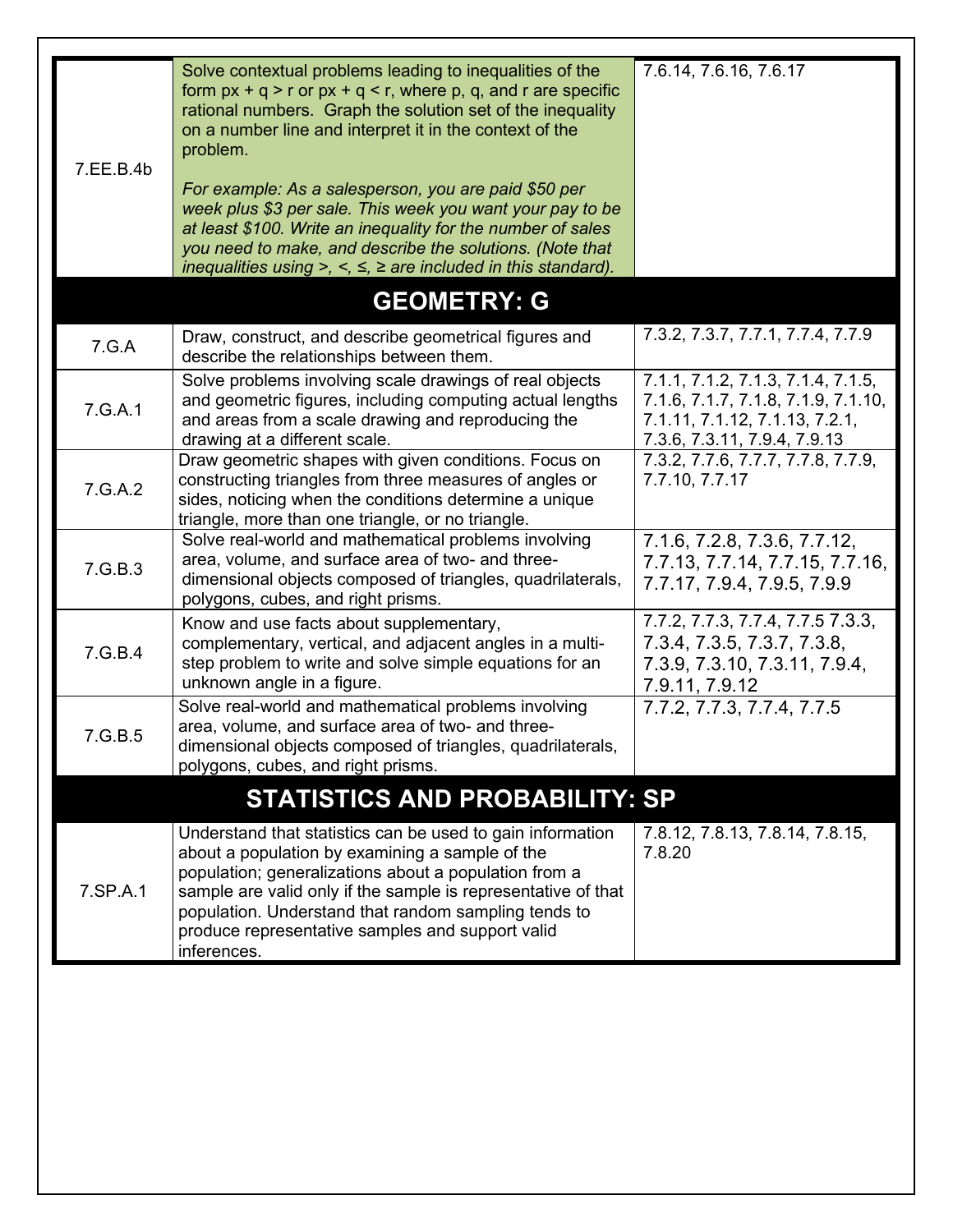| | | |
|---|---|---|
| 7.EE.B.4b | Solve contextual problems leading to inequalities of the form $px + q > r$ or $px + q < r$, where p, q, and r are specific rational numbers. Graph the solution set of the inequality on a number line and interpret it in the context of the problem.<br><br>*For example: As a salesperson, you are paid $50 per week plus $3 per sale. This week you want your pay to be at least $100. Write an inequality for the number of sales you need to make, and describe the solutions. (Note that inequalities using >, <, ≤, ≥ are included in this standard).* | 7.6.14, 7.6.16, 7.6.17 |
| **GEOMETRY: G** | | |
| 7.G.A | Draw, construct, and describe geometrical figures and describe the relationships between them. | 7.3.2, 7.3.7, 7.7.1, 7.7.4, 7.7.9 |
| 7.G.A.1 | Solve problems involving scale drawings of real objects and geometric figures, including computing actual lengths and areas from a scale drawing and reproducing the drawing at a different scale. | 7.1.1, 7.1.2, 7.1.3, 7.1.4, 7.1.5, 7.1.6, 7.1.7, 7.1.8, 7.1.9, 7.1.10, 7.1.11, 7.1.12, 7.1.13, 7.2.1, 7.3.6, 7.3.11, 7.9.4, 7.9.13 |
| 7.G.A.2 | Draw geometric shapes with given conditions. Focus on constructing triangles from three measures of angles or sides, noticing when the conditions determine a unique triangle, more than one triangle, or no triangle. | 7.3.2, 7.7.6, 7.7.7, 7.7.8, 7.7.9, 7.7.10, 7.7.17 |
| 7.G.B.3 | Solve real-world and mathematical problems involving area, volume, and surface area of two- and three-dimensional objects composed of triangles, quadrilaterals, polygons, cubes, and right prisms. | 7.1.6, 7.2.8, 7.3.6, 7.7.12, 7.7.13, 7.7.14, 7.7.15, 7.7.16, 7.7.17, 7.9.4, 7.9.5, 7.9.9 |
| 7.G.B.4 | Know and use facts about supplementary, complementary, vertical, and adjacent angles in a multi-step problem to write and solve simple equations for an unknown angle in a figure. | 7.7.2, 7.7.3, 7.7.4, 7.7.5 7.3.3, 7.3.4, 7.3.5, 7.3.7, 7.3.8, 7.3.9, 7.3.10, 7.3.11, 7.9.4, 7.9.11, 7.9.12 |
| 7.G.B.5 | Solve real-world and mathematical problems involving area, volume, and surface area of two- and three-dimensional objects composed of triangles, quadrilaterals, polygons, cubes, and right prisms. | 7.7.2, 7.7.3, 7.7.4, 7.7.5 |
| **STATISTICS AND PROBABILITY: SP** | | |
| 7.SP.A.1 | Understand that statistics can be used to gain information about a population by examining a sample of the population; generalizations about a population from a sample are valid only if the sample is representative of that population. Understand that random sampling tends to produce representative samples and support valid inferences. | 7.8.12, 7.8.13, 7.8.14, 7.8.15, 7.8.20 |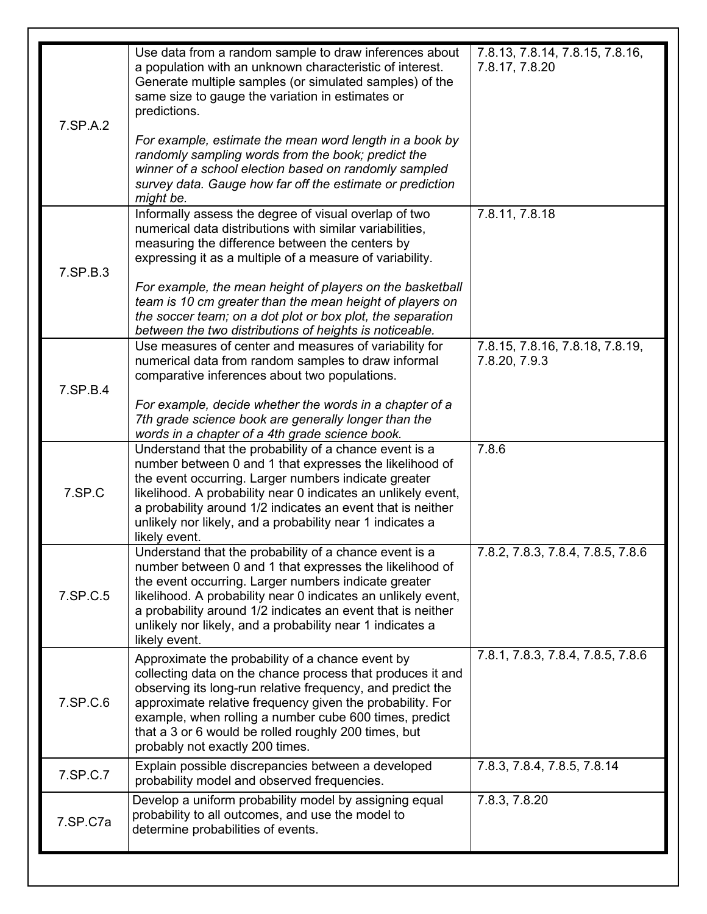| | | |
|---|---|---|
| 7.SP.A.2 | Use data from a random sample to draw inferences about a population with an unknown characteristic of interest. Generate multiple samples (or simulated samples) of the same size to gauge the variation in estimates or predictions.<br><br>*For example, estimate the mean word length in a book by randomly sampling words from the book; predict the winner of a school election based on randomly sampled survey data. Gauge how far off the estimate or prediction might be.* | 7.8.13, 7.8.14, 7.8.15, 7.8.16, 7.8.17, 7.8.20 |
| 7.SP.B.3 | Informally assess the degree of visual overlap of two numerical data distributions with similar variabilities, measuring the difference between the centers by expressing it as a multiple of a measure of variability.<br><br>*For example, the mean height of players on the basketball team is 10 cm greater than the mean height of players on the soccer team; on a dot plot or box plot, the separation between the two distributions of heights is noticeable.* | 7.8.11, 7.8.18 |
| 7.SP.B.4 | Use measures of center and measures of variability for numerical data from random samples to draw informal comparative inferences about two populations.<br><br>*For example, decide whether the words in a chapter of a 7th grade science book are generally longer than the words in a chapter of a 4th grade science book.* | 7.8.15, 7.8.16, 7.8.18, 7.8.19, 7.8.20, 7.9.3 |
| 7.SP.C | Understand that the probability of a chance event is a number between 0 and 1 that expresses the likelihood of the event occurring. Larger numbers indicate greater likelihood. A probability near 0 indicates an unlikely event, a probability around 1/2 indicates an event that is neither unlikely nor likely, and a probability near 1 indicates a likely event. | 7.8.6 |
| 7.SP.C.5 | Understand that the probability of a chance event is a number between 0 and 1 that expresses the likelihood of the event occurring. Larger numbers indicate greater likelihood. A probability near 0 indicates an unlikely event, a probability around 1/2 indicates an event that is neither unlikely nor likely, and a probability near 1 indicates a likely event. | 7.8.2, 7.8.3, 7.8.4, 7.8.5, 7.8.6 |
| 7.SP.C.6 | Approximate the probability of a chance event by collecting data on the chance process that produces it and observing its long-run relative frequency, and predict the approximate relative frequency given the probability. For example, when rolling a number cube 600 times, predict that a 3 or 6 would be rolled roughly 200 times, but probably not exactly 200 times. | 7.8.1, 7.8.3, 7.8.4, 7.8.5, 7.8.6 |
| 7.SP.C.7 | Explain possible discrepancies between a developed probability model and observed frequencies. | 7.8.3, 7.8.4, 7.8.5, 7.8.14 |
| 7.SP.C7a | Develop a uniform probability model by assigning equal probability to all outcomes, and use the model to determine probabilities of events. | 7.8.3, 7.8.20 |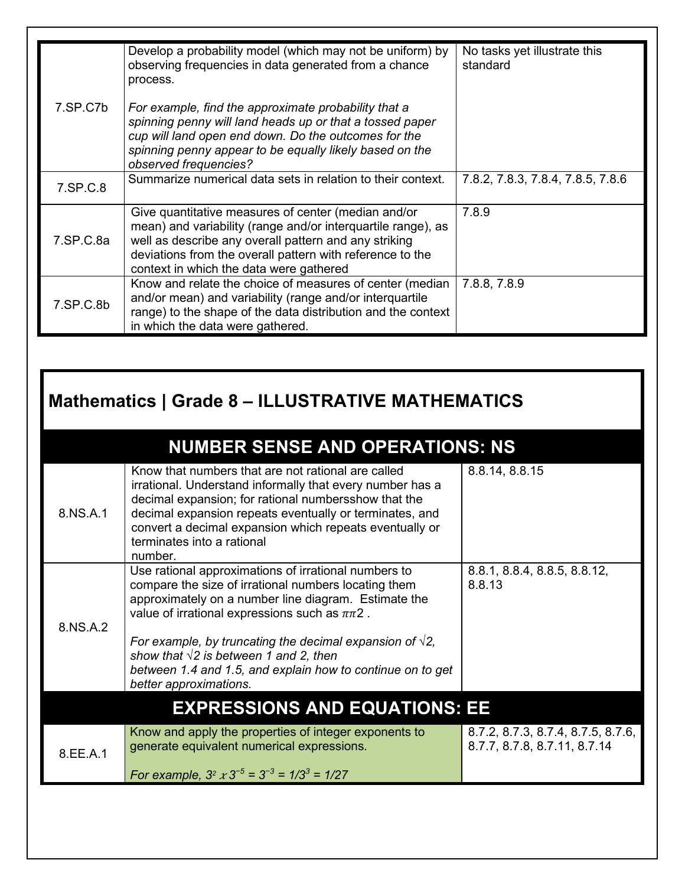| | | |
|---|---|---|
| 7.SP.C7b | Develop a probability model (which may not be uniform) by observing frequencies in data generated from a chance process.<br><br>*For example, find the approximate probability that a spinning penny will land heads up or that a tossed paper cup will land open end down. Do the outcomes for the spinning penny appear to be equally likely based on the observed frequencies?* | No tasks yet illustrate this standard |
| 7.SP.C.8 | Summarize numerical data sets in relation to their context. | 7.8.2, 7.8.3, 7.8.4, 7.8.5, 7.8.6 |
| 7.SP.C.8a | Give quantitative measures of center (median and/or mean) and variability (range and/or interquartile range), as well as describe any overall pattern and any striking deviations from the overall pattern with reference to the context in which the data were gathered | 7.8.9 |
| 7.SP.C.8b | Know and relate the choice of measures of center (median and/or mean) and variability (range and/or interquartile range) to the shape of the data distribution and the context in which the data were gathered. | 7.8.8, 7.8.9 |

## Mathematics | Grade 8 – ILLUSTRATIVE MATHEMATICS

### NUMBER SENSE AND OPERATIONS: NS

| | | |
|---|---|---|
| 8.NS.A.1 | Know that numbers that are not rational are called irrational. Understand informally that every number has a decimal expansion; for rational numbersshow that the decimal expansion repeats eventually or terminates, and convert a decimal expansion which repeats eventually or terminates into a rational number. | 8.8.14, 8.8.15 |
| 8.NS.A.2 | Use rational approximations of irrational numbers to compare the size of irrational numbers locating them approximately on a number line diagram. Estimate the value of irrational expressions such as $\pi\pi 2$ .<br><br>*For example, by truncating the decimal expansion of √2, show that √2 is between 1 and 2, then between 1.4 and 1.5, and explain how to continue on to get better approximations.* | 8.8.1, 8.8.4, 8.8.5, 8.8.12, 8.8.13 |

### EXPRESSIONS AND EQUATIONS: EE

| | | |
|---|---|---|
| 8.EE.A.1 | Know and apply the properties of integer exponents to generate equivalent numerical expressions.<br><br>*For example,* $3^2 \times 3^{-5} = 3^{-3} = 1/3^3 = 1/27$ | 8.7.2, 8.7.3, 8.7.4, 8.7.5, 8.7.6, 8.7.7, 8.7.8, 8.7.11, 8.7.14 |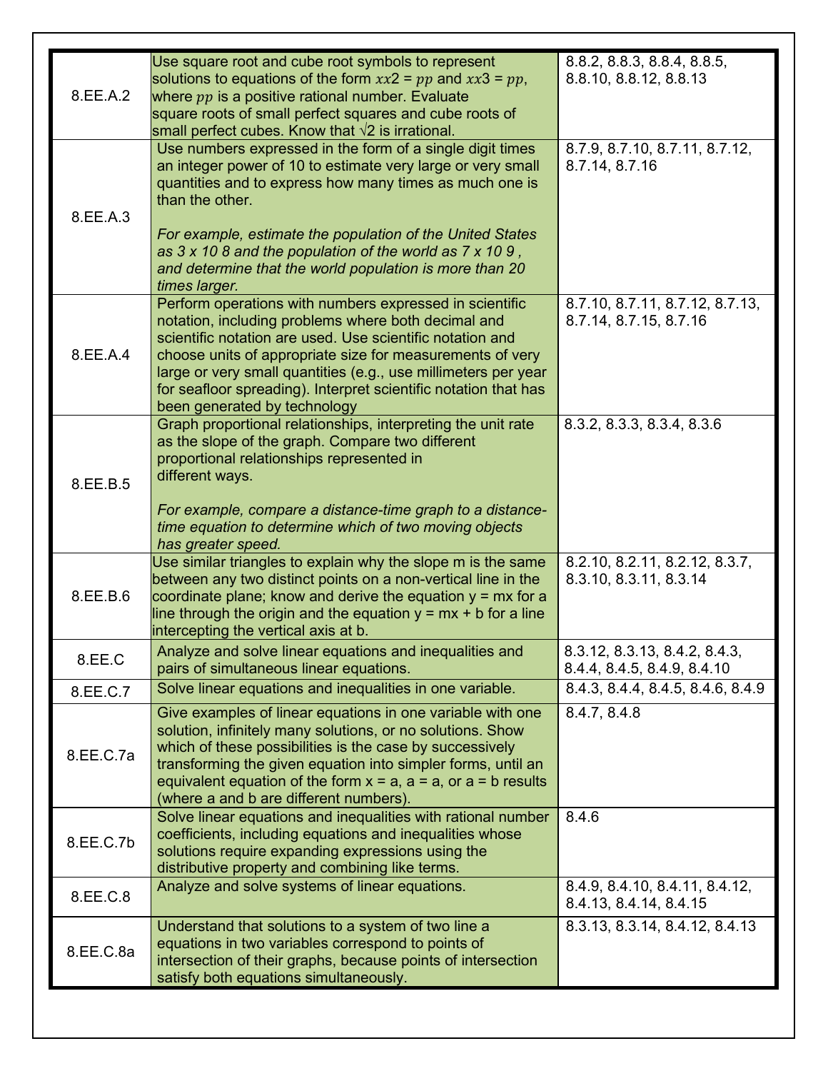| | | |
|---|---|---|
| 8.EE.A.2 | Use square root and cube root symbols to represent solutions to equations of the form $x^2 = p$ and $x^3 = p$, where $p$ is a positive rational number. Evaluate square roots of small perfect squares and cube roots of small perfect cubes. Know that √2 is irrational. | 8.8.2, 8.8.3, 8.8.4, 8.8.5, 8.8.10, 8.8.12, 8.8.13 |
| 8.EE.A.3 | Use numbers expressed in the form of a single digit times an integer power of 10 to estimate very large or very small quantities and to express how many times as much one is than the other. *For example, estimate the population of the United States as 3 x 10 8 and the population of the world as 7 x 10 9 , and determine that the world population is more than 20 times larger.* | 8.7.9, 8.7.10, 8.7.11, 8.7.12, 8.7.14, 8.7.16 |
| 8.EE.A.4 | Perform operations with numbers expressed in scientific notation, including problems where both decimal and scientific notation are used. Use scientific notation and choose units of appropriate size for measurements of very large or very small quantities (e.g., use millimeters per year for seafloor spreading). Interpret scientific notation that has been generated by technology | 8.7.10, 8.7.11, 8.7.12, 8.7.13, 8.7.14, 8.7.15, 8.7.16 |
| 8.EE.B.5 | Graph proportional relationships, interpreting the unit rate as the slope of the graph. Compare two different proportional relationships represented in different ways. *For example, compare a distance-time graph to a distance-time equation to determine which of two moving objects has greater speed.* | 8.3.2, 8.3.3, 8.3.4, 8.3.6 |
| 8.EE.B.6 | Use similar triangles to explain why the slope m is the same between any two distinct points on a non-vertical line in the coordinate plane; know and derive the equation y = mx for a line through the origin and the equation y = mx + b for a line intercepting the vertical axis at b. | 8.2.10, 8.2.11, 8.2.12, 8.3.7, 8.3.10, 8.3.11, 8.3.14 |
| 8.EE.C | Analyze and solve linear equations and inequalities and pairs of simultaneous linear equations. | 8.3.12, 8.3.13, 8.4.2, 8.4.3, 8.4.4, 8.4.5, 8.4.9, 8.4.10 |
| 8.EE.C.7 | Solve linear equations and inequalities in one variable. | 8.4.3, 8.4.4, 8.4.5, 8.4.6, 8.4.9 |
| 8.EE.C.7a | Give examples of linear equations in one variable with one solution, infinitely many solutions, or no solutions. Show which of these possibilities is the case by successively transforming the given equation into simpler forms, until an equivalent equation of the form x = a, a = a, or a = b results (where a and b are different numbers). | 8.4.7, 8.4.8 |
| 8.EE.C.7b | Solve linear equations and inequalities with rational number coefficients, including equations and inequalities whose solutions require expanding expressions using the distributive property and combining like terms. | 8.4.6 |
| 8.EE.C.8 | Analyze and solve systems of linear equations. | 8.4.9, 8.4.10, 8.4.11, 8.4.12, 8.4.13, 8.4.14, 8.4.15 |
| 8.EE.C.8a | Understand that solutions to a system of two line a equations in two variables correspond to points of intersection of their graphs, because points of intersection satisfy both equations simultaneously. | 8.3.13, 8.3.14, 8.4.12, 8.4.13 |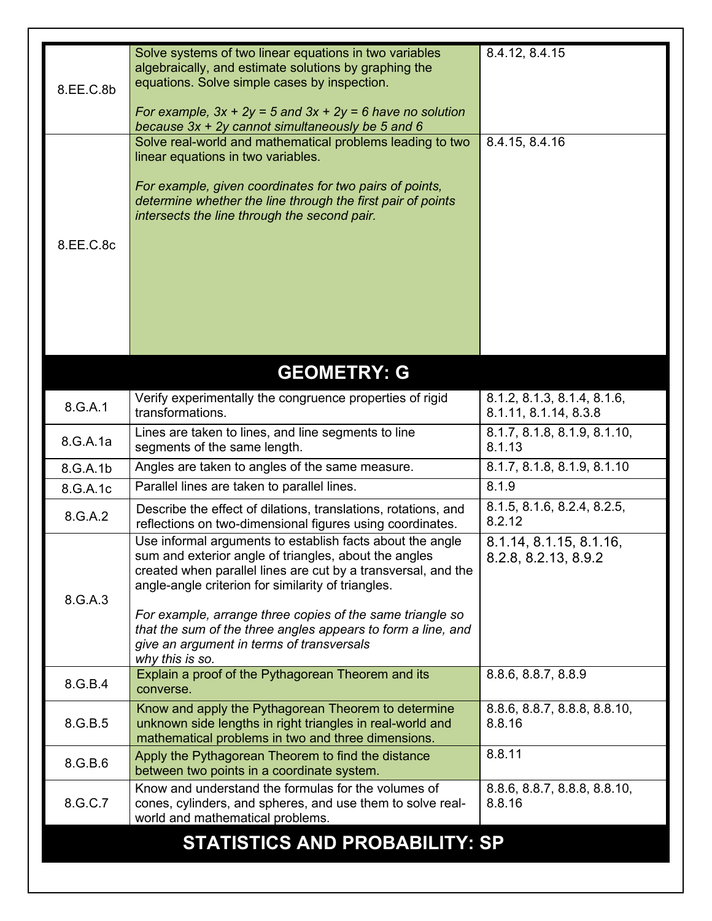| | | |
|---|---|---|
| 8.EE.C.8b | Solve systems of two linear equations in two variables algebraically, and estimate solutions by graphing the equations. Solve simple cases by inspection.<br><br>*For example, $3x + 2y = 5$ and $3x + 2y = 6$ have no solution because $3x + 2y$ cannot simultaneously be 5 and 6* | 8.4.12, 8.4.15 |
| 8.EE.C.8c | Solve real-world and mathematical problems leading to two linear equations in two variables.<br><br>*For example, given coordinates for two pairs of points, determine whether the line through the first pair of points intersects the line through the second pair.* | 8.4.15, 8.4.16 |

## GEOMETRY: G

| | | |
|---|---|---|
| 8.G.A.1 | Verify experimentally the congruence properties of rigid transformations. | 8.1.2, 8.1.3, 8.1.4, 8.1.6, 8.1.11, 8.1.14, 8.3.8 |
| 8.G.A.1a | Lines are taken to lines, and line segments to line segments of the same length. | 8.1.7, 8.1.8, 8.1.9, 8.1.10, 8.1.13 |
| 8.G.A.1b | Angles are taken to angles of the same measure. | 8.1.7, 8.1.8, 8.1.9, 8.1.10 |
| 8.G.A.1c | Parallel lines are taken to parallel lines. | 8.1.9 |
| 8.G.A.2 | Describe the effect of dilations, translations, rotations, and reflections on two-dimensional figures using coordinates. | 8.1.5, 8.1.6, 8.2.4, 8.2.5, 8.2.12 |
| 8.G.A.3 | Use informal arguments to establish facts about the angle sum and exterior angle of triangles, about the angles created when parallel lines are cut by a transversal, and the angle-angle criterion for similarity of triangles.<br><br>*For example, arrange three copies of the same triangle so that the sum of the three angles appears to form a line, and give an argument in terms of transversals why this is so.* | 8.1.14, 8.1.15, 8.1.16, 8.2.8, 8.2.13, 8.9.2 |
| 8.G.B.4 | Explain a proof of the Pythagorean Theorem and its converse. | 8.8.6, 8.8.7, 8.8.9 |
| 8.G.B.5 | Know and apply the Pythagorean Theorem to determine unknown side lengths in right triangles in real-world and mathematical problems in two and three dimensions. | 8.8.6, 8.8.7, 8.8.8, 8.8.10, 8.8.16 |
| 8.G.B.6 | Apply the Pythagorean Theorem to find the distance between two points in a coordinate system. | 8.8.11 |
| 8.G.C.7 | Know and understand the formulas for the volumes of cones, cylinders, and spheres, and use them to solve real-world and mathematical problems. | 8.8.6, 8.8.7, 8.8.8, 8.8.10, 8.8.16 |

## STATISTICS AND PROBABILITY: SP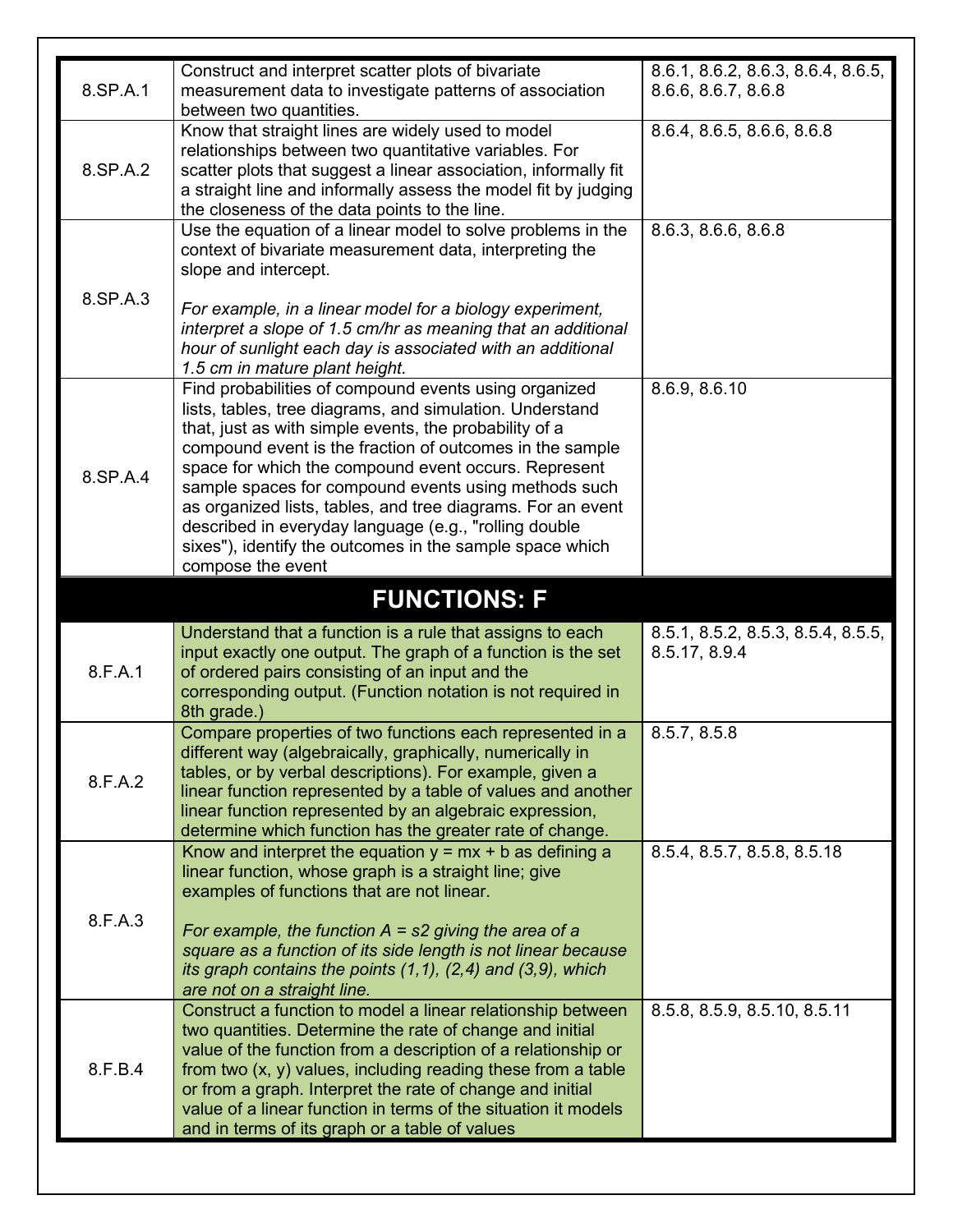| | | |
|---|---|---|
| 8.SP.A.1 | Construct and interpret scatter plots of bivariate measurement data to investigate patterns of association between two quantities. | 8.6.1, 8.6.2, 8.6.3, 8.6.4, 8.6.5, 8.6.6, 8.6.7, 8.6.8 |
| 8.SP.A.2 | Know that straight lines are widely used to model relationships between two quantitative variables. For scatter plots that suggest a linear association, informally fit a straight line and informally assess the model fit by judging the closeness of the data points to the line. | 8.6.4, 8.6.5, 8.6.6, 8.6.8 |
| 8.SP.A.3 | Use the equation of a linear model to solve problems in the context of bivariate measurement data, interpreting the slope and intercept.<br><br>*For example, in a linear model for a biology experiment, interpret a slope of 1.5 cm/hr as meaning that an additional hour of sunlight each day is associated with an additional 1.5 cm in mature plant height.* | 8.6.3, 8.6.6, 8.6.8 |
| 8.SP.A.4 | Find probabilities of compound events using organized lists, tables, tree diagrams, and simulation. Understand that, just as with simple events, the probability of a compound event is the fraction of outcomes in the sample space for which the compound event occurs. Represent sample spaces for compound events using methods such as organized lists, tables, and tree diagrams. For an event described in everyday language (e.g., "rolling double sixes"), identify the outcomes in the sample space which compose the event | 8.6.9, 8.6.10 |
| **FUNCTIONS: F** | | |
| 8.F.A.1 | Understand that a function is a rule that assigns to each input exactly one output. The graph of a function is the set of ordered pairs consisting of an input and the corresponding output. (Function notation is not required in 8th grade.) | 8.5.1, 8.5.2, 8.5.3, 8.5.4, 8.5.5, 8.5.17, 8.9.4 |
| 8.F.A.2 | Compare properties of two functions each represented in a different way (algebraically, graphically, numerically in tables, or by verbal descriptions). For example, given a linear function represented by a table of values and another linear function represented by an algebraic expression, determine which function has the greater rate of change. | 8.5.7, 8.5.8 |
| 8.F.A.3 | Know and interpret the equation $y = mx + b$ as defining a linear function, whose graph is a straight line; give examples of functions that are not linear.<br><br>*For example, the function A = s2 giving the area of a square as a function of its side length is not linear because its graph contains the points (1,1), (2,4) and (3,9), which are not on a straight line.* | 8.5.4, 8.5.7, 8.5.8, 8.5.18 |
| 8.F.B.4 | Construct a function to model a linear relationship between two quantities. Determine the rate of change and initial value of the function from a description of a relationship or from two (x, y) values, including reading these from a table or from a graph. Interpret the rate of change and initial value of a linear function in terms of the situation it models and in terms of its graph or a table of values | 8.5.8, 8.5.9, 8.5.10, 8.5.11 |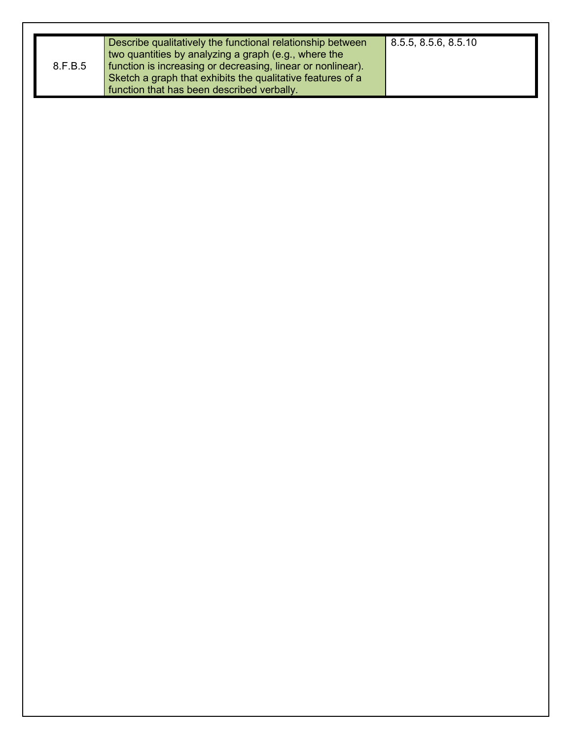| | | |
|---|---|---|
| 8.F.B.5 | Describe qualitatively the functional relationship between two quantities by analyzing a graph (e.g., where the function is increasing or decreasing, linear or nonlinear). Sketch a graph that exhibits the qualitative features of a function that has been described verbally. | 8.5.5, 8.5.6, 8.5.10 |